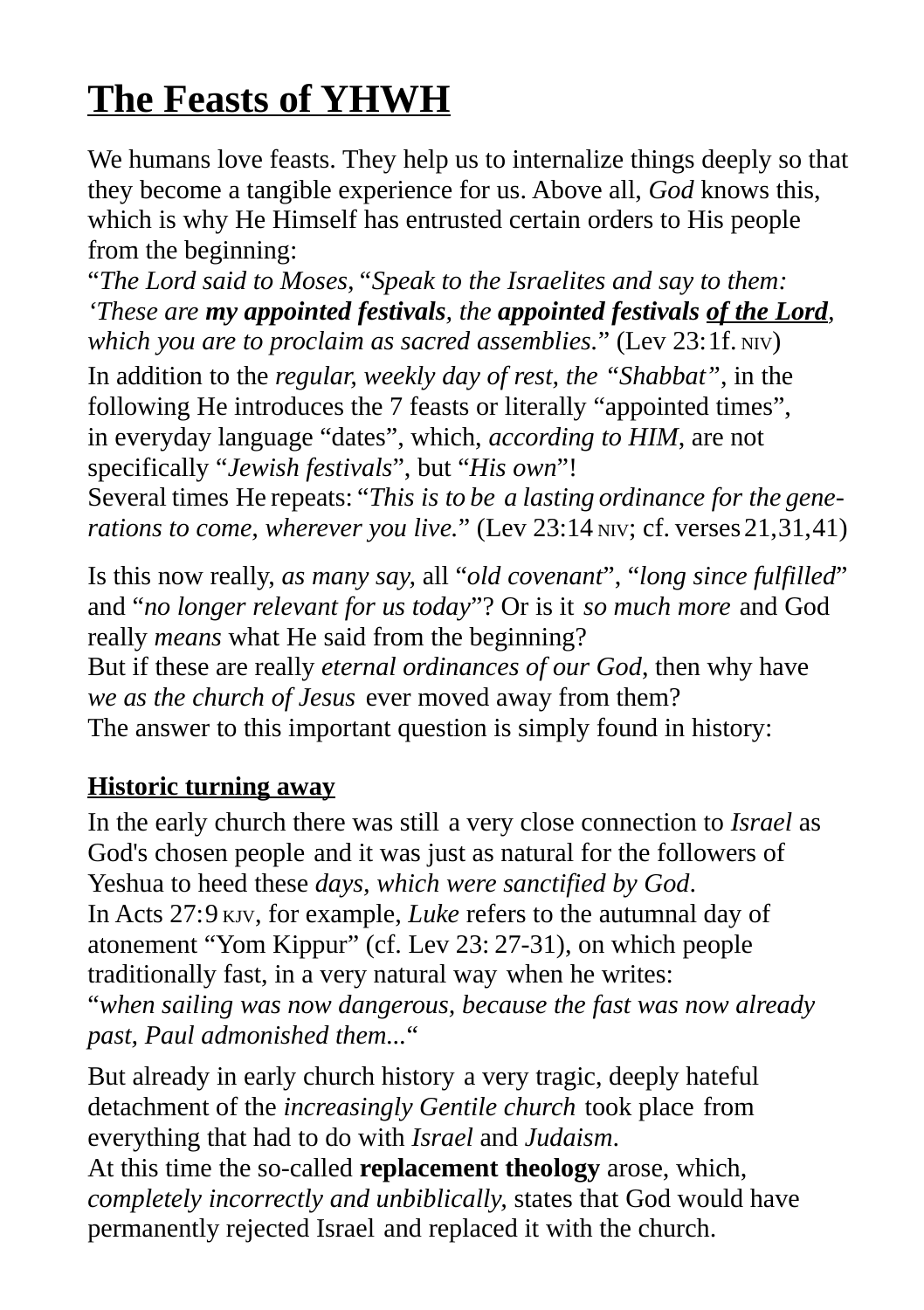# **The Feasts of YHWH**

We humans love feasts. They help us to internalize things deeply so that they become a tangible experience for us. Above all, *God* knows this, which is why He Himself has entrusted certain orders to His people from the beginning:
"*The Lord said to Moses, "Speak to the Israelites and say to them: 'These are* ***my appointed festivals****, the* ***appointed festivals*** ***<u>of the Lord</u>****, which you are to proclaim as sacred assemblies.*" (Lev 23:1f. NIV)
In addition to the *regular, weekly day of rest, the "Shabbat"*, in the following He introduces the 7 feasts or literally "appointed times", in everyday language "dates", which, *according to HIM*, are not specifically "*Jewish festivals*", but "*His own*"!
Several times He repeats: "*This is to be a lasting ordinance for the generations to come, wherever you live.*" (Lev 23:14 NIV; cf. verses 21,31,41)

Is this now really, *as many say*, all "*old covenant*", "*long since fulfilled*" and "*no longer relevant for us today*"? Or is it *so much more* and God really *means* what He said from the beginning?
But if these are really *eternal ordinances of our God*, then why have *we as the church of Jesus* ever moved away from them?
The answer to this important question is simply found in history:

## **<u>Historic turning away</u>**

In the early church there was still a very close connection to *Israel* as God's chosen people and it was just as natural for the followers of Yeshua to heed these *days, which were sanctified by God*.
In Acts 27:9 KJV, for example, *Luke* refers to the autumnal day of atonement "Yom Kippur" (cf. Lev 23: 27-31), on which people traditionally fast, in a very natural way when he writes:
"*when sailing was now dangerous, because the fast was now already past, Paul admonished them...*"

But already in early church history a very tragic, deeply hateful detachment of the *increasingly Gentile church* took place from everything that had to do with *Israel* and *Judaism*.
At this time the so-called **replacement theology** arose, which, *completely incorrectly and unbiblically*, states that God would have permanently rejected Israel and replaced it with the church.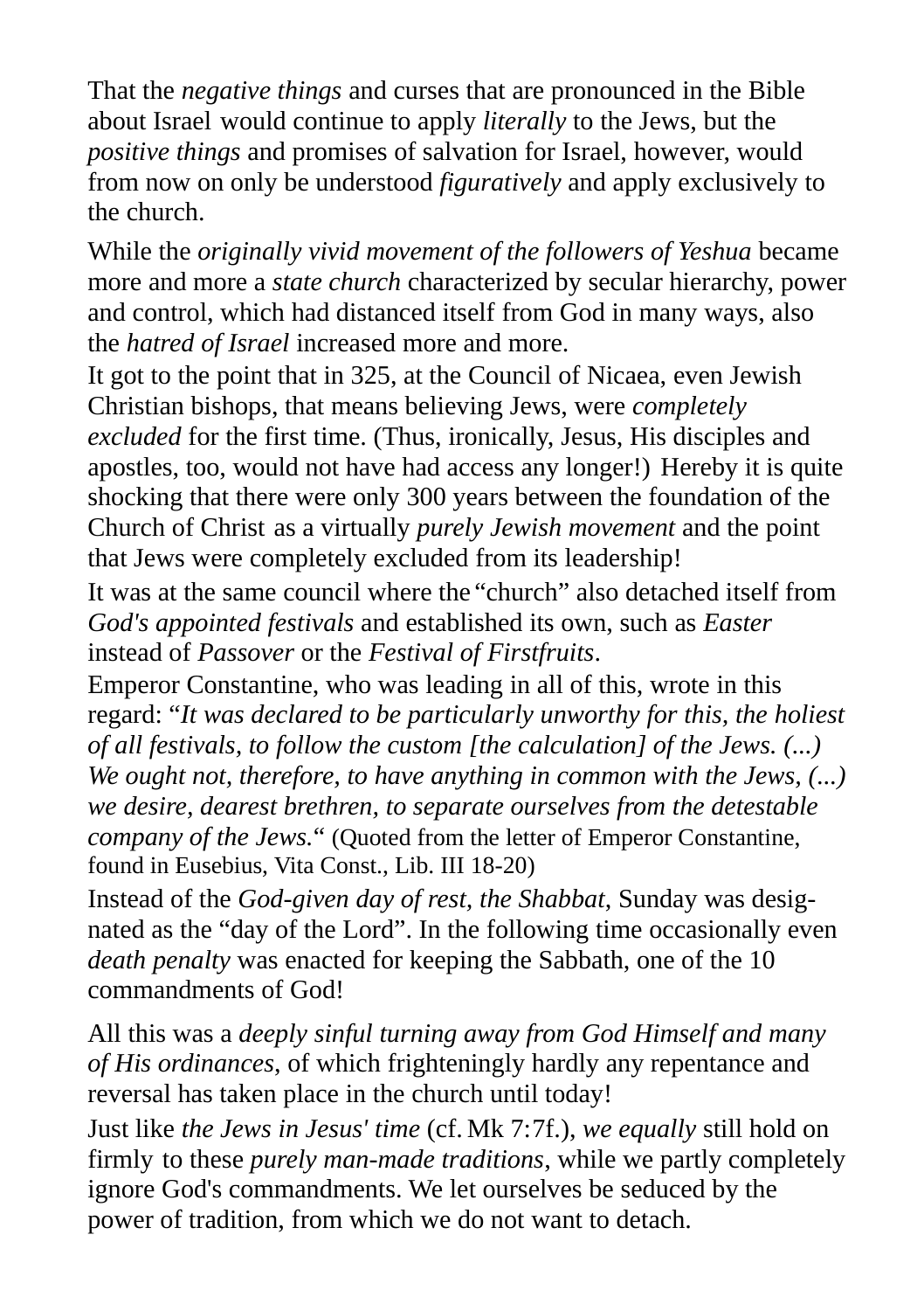That the *negative things* and curses that are pronounced in the Bible about Israel would continue to apply *literally* to the Jews, but the *positive things* and promises of salvation for Israel, however, would from now on only be understood *figuratively* and apply exclusively to the church.

While the *originally vivid movement of the followers of Yeshua* became more and more a *state church* characterized by secular hierarchy, power and control, which had distanced itself from God in many ways, also the *hatred of Israel* increased more and more.
It got to the point that in 325, at the Council of Nicaea, even Jewish Christian bishops, that means believing Jews, were *completely excluded* for the first time. (Thus, ironically, Jesus, His disciples and apostles, too, would not have had access any longer!) Hereby it is quite shocking that there were only 300 years between the foundation of the Church of Christ as a virtually *purely Jewish movement* and the point that Jews were completely excluded from its leadership!
It was at the same council where the "church" also detached itself from *God's appointed festivals* and established its own, such as *Easter* instead of *Passover* or the *Festival of Firstfruits*.
Emperor Constantine, who was leading in all of this, wrote in this regard: "*It was declared to be particularly unworthy for this, the holiest of all festivals, to follow the custom [the calculation] of the Jews. (...) We ought not, therefore, to have anything in common with the Jews, (...) we desire, dearest brethren, to separate ourselves from the detestable company of the Jews.*" (Quoted from the letter of Emperor Constantine, found in Eusebius, Vita Const., Lib. III 18-20)
Instead of the *God-given day of rest, the Shabbat*, Sunday was designated as the "day of the Lord". In the following time occasionally even *death penalty* was enacted for keeping the Sabbath, one of the 10 commandments of God!

All this was a *deeply sinful turning away from God Himself and many of His ordinances*, of which frighteningly hardly any repentance and reversal has taken place in the church until today!
Just like *the Jews in Jesus' time* (cf. Mk 7:7f.), *we equally* still hold on firmly to these *purely man-made traditions*, while we partly completely ignore God's commandments. We let ourselves be seduced by the power of tradition, from which we do not want to detach.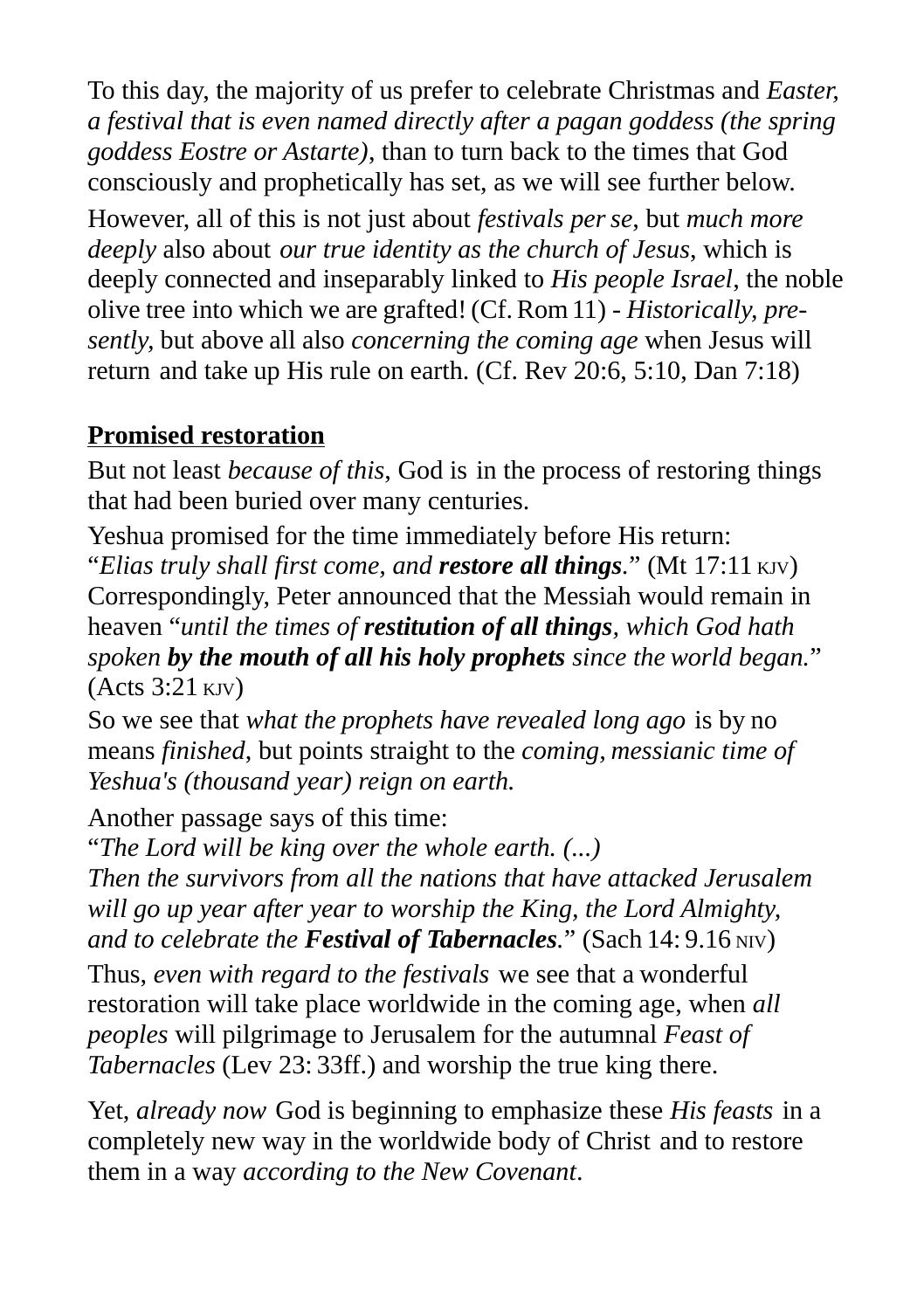To this day, the majority of us prefer to celebrate Christmas and *Easter, a festival that is even named directly after a pagan goddess (the spring goddess Eostre or Astarte)*, than to turn back to the times that God consciously and prophetically has set, as we will see further below.

However, all of this is not just about *festivals per se*, but *much more deeply* also about *our true identity as the church of Jesus*, which is deeply connected and inseparably linked to *His people Israel*, the noble olive tree into which we are grafted! (Cf. Rom 11) - *Historically, presently,* but above all also *concerning the coming age* when Jesus will return and take up His rule on earth. (Cf. Rev 20:6, 5:10, Dan 7:18)

**Promised restoration**

But not least *because of this*, God is in the process of restoring things that had been buried over many centuries.

Yeshua promised for the time immediately before His return:
"*Elias truly shall first come, and* ***restore all things***." (Mt 17:11 KJV)
Correspondingly, Peter announced that the Messiah would remain in heaven "*until the times of* ***restitution of all things***, *which God hath spoken* ***by the mouth of all his holy prophets*** *since the world began.*" (Acts 3:21 KJV)

So we see that *what the prophets have revealed long ago* is by no means *finished*, but points straight to the *coming, messianic time of Yeshua's (thousand year) reign on earth.*

Another passage says of this time:
"*The Lord will be king over the whole earth. (...)*
*Then the survivors from all the nations that have attacked Jerusalem will go up year after year to worship the King, the Lord Almighty, and to celebrate the* ***Festival of Tabernacles***." (Sach 14: 9.16 NIV)

Thus, *even with regard to the festivals* we see that a wonderful restoration will take place worldwide in the coming age, when *all peoples* will pilgrimage to Jerusalem for the autumnal *Feast of Tabernacles* (Lev 23: 33ff.) and worship the true king there.

Yet, *already now* God is beginning to emphasize these *His feasts* in a completely new way in the worldwide body of Christ and to restore them in a way *according to the New Covenant*.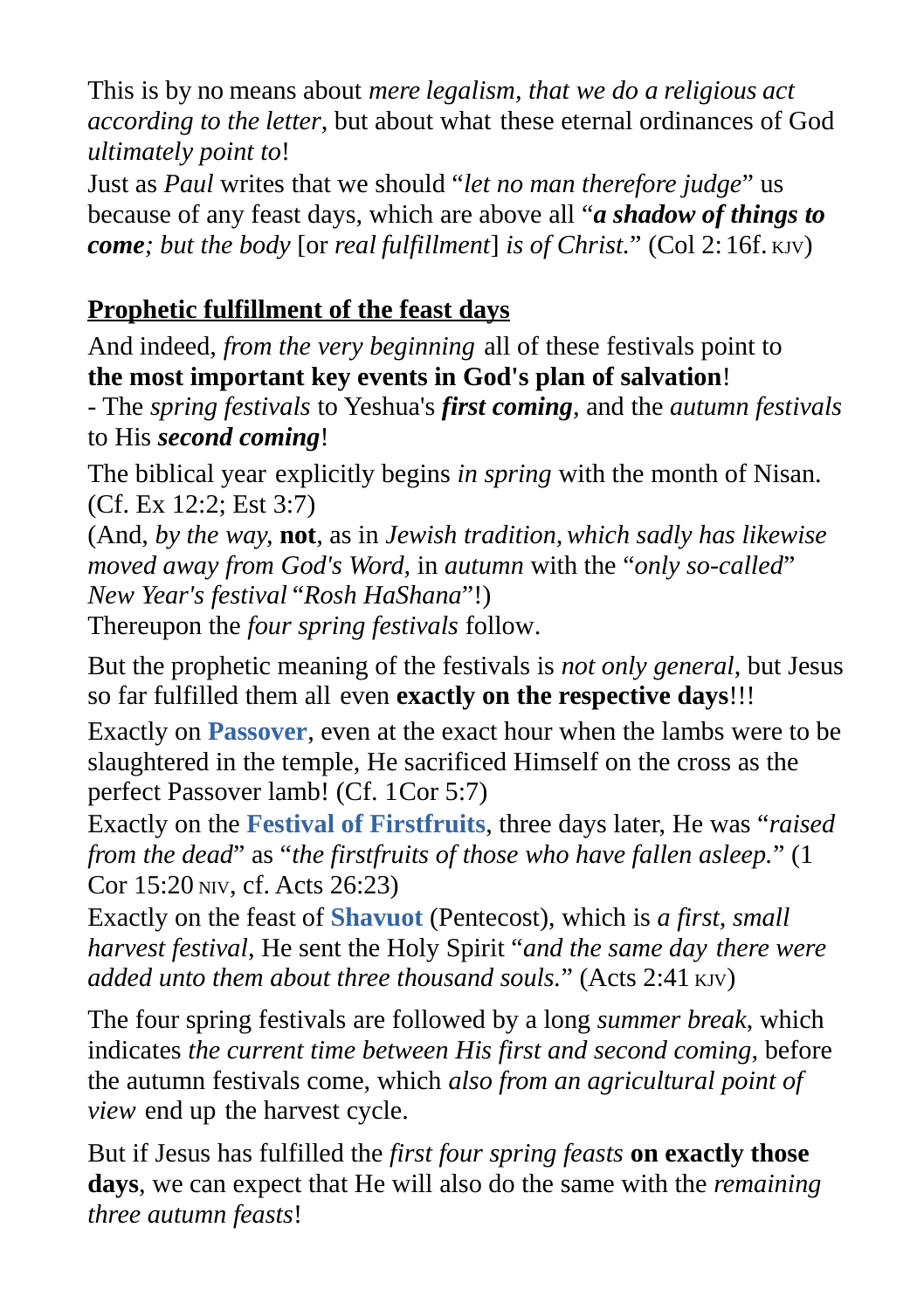This is by no means about *mere legalism, that we do a religious act according to the letter*, but about what these eternal ordinances of God *ultimately point to*!
Just as *Paul* writes that we should "*let no man therefore judge*" us because of any feast days, which are above all "***a shadow of things to come****; but the body* [or *real fulfillment*] *is of Christ.*" (Col 2: 16f. KJV)

## Prophetic fulfillment of the feast days

And indeed, *from the very beginning* all of these festivals point to **the most important key events in God's plan of salvation**!
- The *spring festivals* to Yeshua's ***first coming***, and the *autumn festivals* to His ***second coming***!

The biblical year explicitly begins *in spring* with the month of Nisan. (Cf. Ex 12:2; Est 3:7)
(And, *by the way,* **not**, as in *Jewish tradition, which sadly has likewise moved away from God's Word,* in *autumn* with the "*only so-called*" *New Year's festival* "*Rosh HaShana*"!)
Thereupon the *four spring festivals* follow.

But the prophetic meaning of the festivals is *not only general*, but Jesus so far fulfilled them all even **exactly on the respective days**!!!
Exactly on **Passover**, even at the exact hour when the lambs were to be slaughtered in the temple, He sacrificed Himself on the cross as the perfect Passover lamb! (Cf. 1Cor 5:7)
Exactly on the **Festival of Firstfruits**, three days later, He was "*raised from the dead*" as "*the firstfruits of those who have fallen asleep.*" (1 Cor 15:20 NIV, cf. Acts 26:23)
Exactly on the feast of **Shavuot** (Pentecost), which is *a first, small harvest festival*, He sent the Holy Spirit "*and the same day there were added unto them about three thousand souls.*" (Acts 2:41 KJV)

The four spring festivals are followed by a long *summer break*, which indicates *the current time between His first and second coming*, before the autumn festivals come, which *also from an agricultural point of view* end up the harvest cycle.

But if Jesus has fulfilled the *first four spring feasts* **on exactly those days**, we can expect that He will also do the same with the *remaining three autumn feasts*!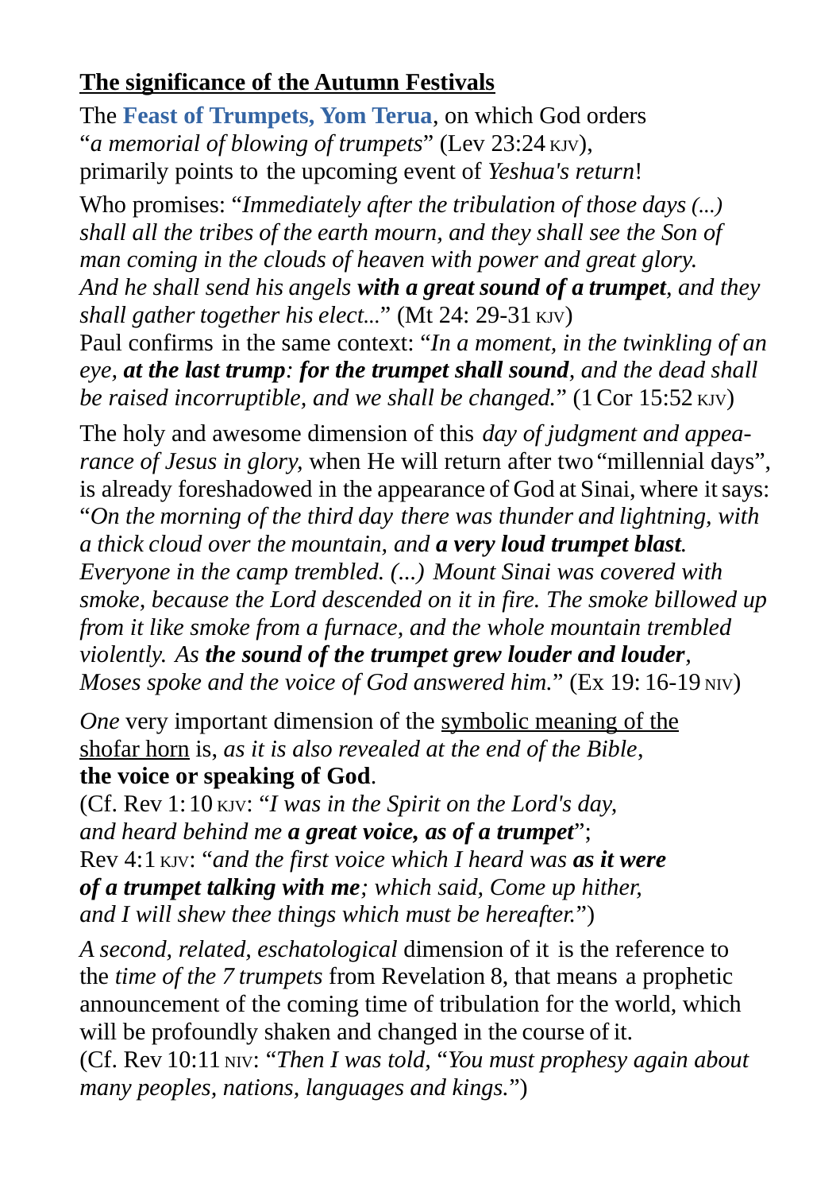**<u>The significance of the Autumn Festivals</u>**

The **Feast of Trumpets, Yom Terua**, on which God orders "*a memorial of blowing of trumpets*" (Lev 23:24 KJV), primarily points to the upcoming event of *Yeshua's return*!

Who promises: "*Immediately after the tribulation of those days (...) shall all the tribes of the earth mourn, and they shall see the Son of man coming in the clouds of heaven with power and great glory. And he shall send his angels **with a great sound of a trumpet**, and they shall gather together his elect...*" (Mt 24: 29-31 KJV)
Paul confirms in the same context: "*In a moment, in the twinkling of an eye, **at the last trump**: **for the trumpet shall sound**, and the dead shall be raised incorruptible, and we shall be changed.*" (1 Cor 15:52 KJV)

The holy and awesome dimension of this *day of judgment and appearance of Jesus in glory,* when He will return after two "millennial days", is already foreshadowed in the appearance of God at Sinai, where it says: "*On the morning of the third day there was thunder and lightning, with a thick cloud over the mountain, and **a very loud trumpet blast.** Everyone in the camp trembled. (...) Mount Sinai was covered with smoke, because the Lord descended on it in fire. The smoke billowed up from it like smoke from a furnace, and the whole mountain trembled violently. As **the sound of the trumpet grew louder and louder**, Moses spoke and the voice of God answered him.*" (Ex 19: 16-19 NIV)

*One* very important dimension of the <u>symbolic meaning of the shofar horn</u> is, *as it is also revealed at the end of the Bible,* **the voice or speaking of God**.
(Cf. Rev 1:10 KJV: "*I was in the Spirit on the Lord's day, and heard behind me **a great voice, as of a trumpet***";
Rev 4:1 KJV: "*and the first voice which I heard was **as it were of a trumpet talking with me**; which said, Come up hither, and I will shew thee things which must be hereafter.*")

*A second, related, eschatological* dimension of it is the reference to the *time of the 7 trumpets* from Revelation 8, that means a prophetic announcement of the coming time of tribulation for the world, which will be profoundly shaken and changed in the course of it.
(Cf. Rev 10:11 NIV: "*Then I was told, "You must prophesy again about many peoples, nations, languages and kings.*")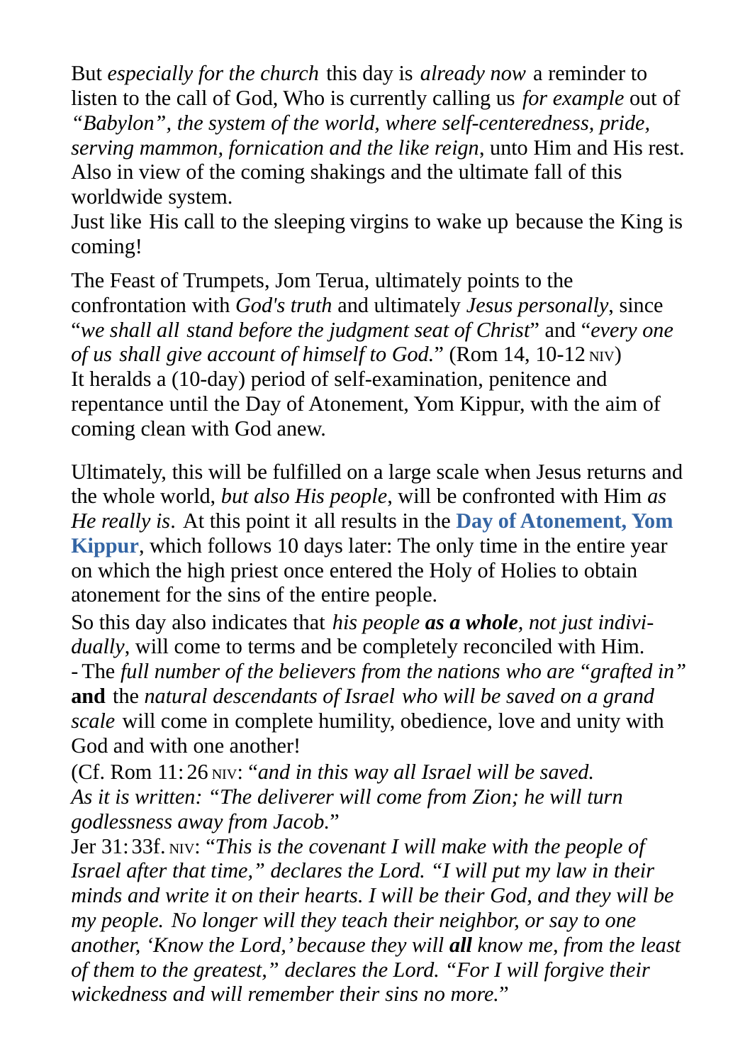But *especially for the church* this day is *already now* a reminder to listen to the call of God, Who is currently calling us *for example* out of *"Babylon", the system of the world, where self-centeredness, pride, serving mammon, fornication and the like reign*, unto Him and His rest. Also in view of the coming shakings and the ultimate fall of this worldwide system.
Just like His call to the sleeping virgins to wake up because the King is coming!

The Feast of Trumpets, Jom Terua, ultimately points to the confrontation with *God's truth* and ultimately *Jesus personally*, since "*we shall all stand before the judgment seat of Christ*" and "*every one of us shall give account of himself to God.*" (Rom 14, 10-12 NIV)
It heralds a (10-day) period of self-examination, penitence and repentance until the Day of Atonement, Yom Kippur, with the aim of coming clean with God anew.

Ultimately, this will be fulfilled on a large scale when Jesus returns and the whole world, *but also His people*, will be confronted with Him *as He really is*. At this point it all results in the **Day of Atonement, Yom Kippur**, which follows 10 days later: The only time in the entire year on which the high priest once entered the Holy of Holies to obtain atonement for the sins of the entire people.
So this day also indicates that *his people* ***as a whole****, not just individually*, will come to terms and be completely reconciled with Him.
- The *full number of the believers from the nations who are "grafted in"* **and** the *natural descendants of Israel who will be saved on a grand scale* will come in complete humility, obedience, love and unity with God and with one another!
(Cf. Rom 11:26 NIV: "*and in this way all Israel will be saved. As it is written: "The deliverer will come from Zion; he will turn godlessness away from Jacob.*"
Jer 31:33f. NIV: "*This is the covenant I will make with the people of Israel after that time," declares the Lord. "I will put my law in their minds and write it on their hearts. I will be their God, and they will be my people. No longer will they teach their neighbor, or say to one another, 'Know the Lord,' because they will* ***all*** *know me, from the least of them to the greatest," declares the Lord. "For I will forgive their wickedness and will remember their sins no more.*"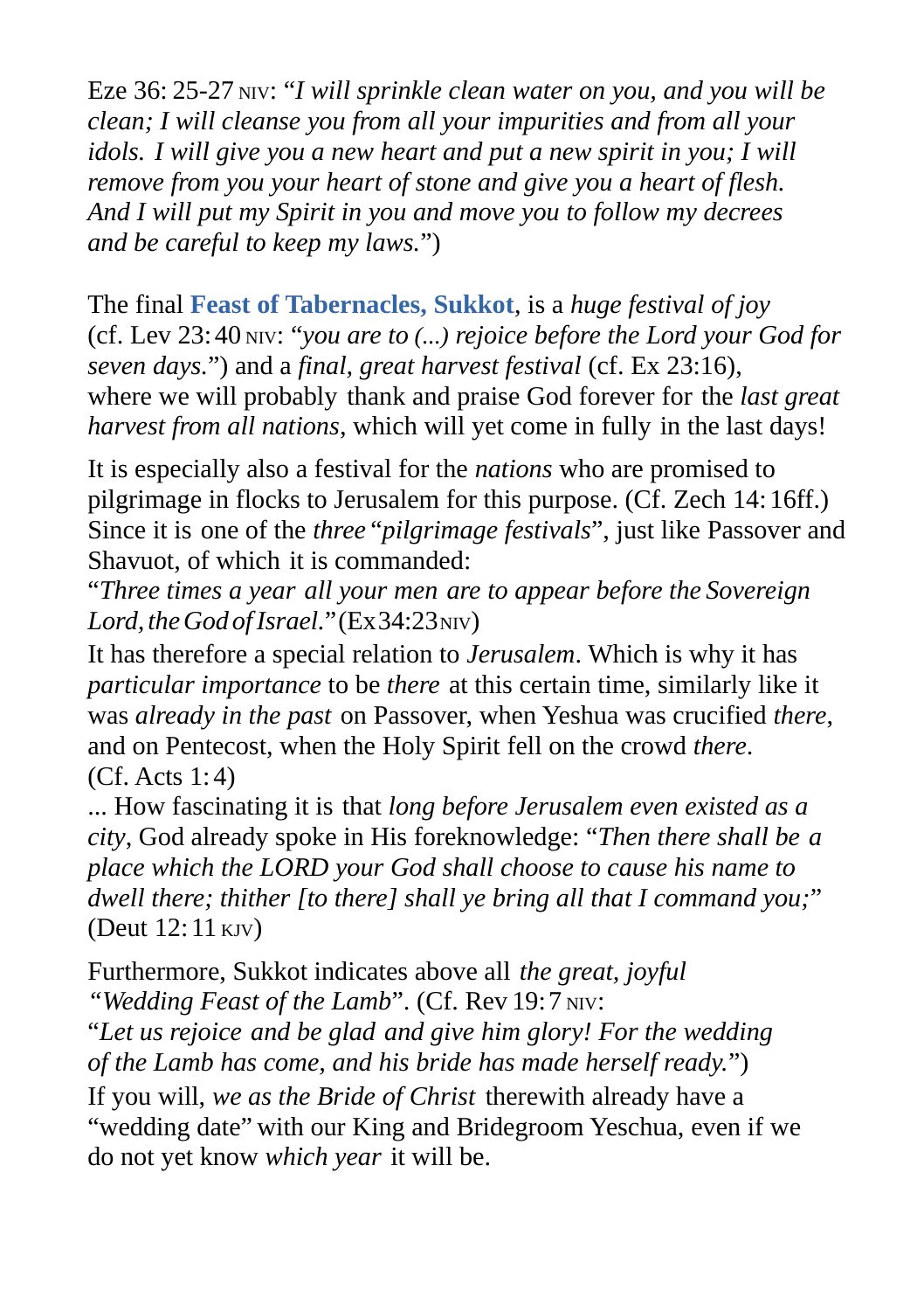Eze 36: 25-27 NIV: “*I will sprinkle clean water on you, and you will be clean; I will cleanse you from all your impurities and from all your idols. I will give you a new heart and put a new spirit in you; I will remove from you your heart of stone and give you a heart of flesh. And I will put my Spirit in you and move you to follow my decrees and be careful to keep my laws.*”)

The final **Feast of Tabernacles, Sukkot**, is a *huge festival of joy* (cf. Lev 23: 40 NIV: “*you are to (...) rejoice before the Lord your God for seven days.*”) and a *final, great harvest festival* (cf. Ex 23:16), where we will probably thank and praise God forever for the *last great harvest from all nations*, which will yet come in fully in the last days!

It is especially also a festival for the *nations* who are promised to pilgrimage in flocks to Jerusalem for this purpose. (Cf. Zech 14: 16ff.) Since it is one of the *three* “*pilgrimage festivals*”, just like Passover and Shavuot, of which it is commanded:
“*Three times a year all your men are to appear before the Sovereign Lord, the God of Israel.*” (Ex 34:23 NIV)
It has therefore a special relation to *Jerusalem*. Which is why it has *particular importance* to be *there* at this certain time, similarly like it was *already in the past* on Passover, when Yeshua was crucified *there*, and on Pentecost, when the Holy Spirit fell on the crowd *there*. (Cf. Acts 1: 4)
... How fascinating it is that *long before Jerusalem even existed as a city*, God already spoke in His foreknowledge: “*Then there shall be a place which the LORD your God shall choose to cause his name to dwell there; thither [to there] shall ye bring all that I command you;*” (Deut 12: 11 KJV)

Furthermore, Sukkot indicates above all *the great, joyful “Wedding Feast of the Lamb*”. (Cf. Rev 19: 7 NIV:
“*Let us rejoice and be glad and give him glory! For the wedding of the Lamb has come, and his bride has made herself ready.*”)
If you will, *we as the Bride of Christ* therewith already have a “wedding date” with our King and Bridegroom Yeschua, even if we do not yet know *which year* it will be.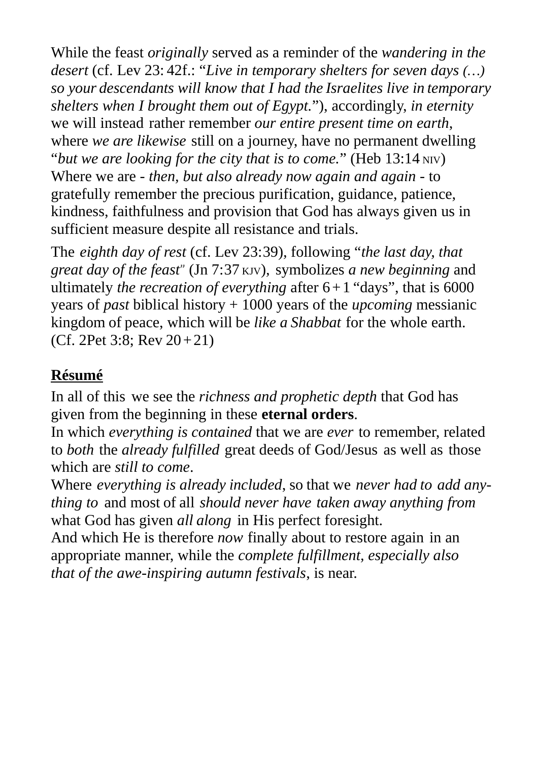While the feast *originally* served as a reminder of the *wandering in the desert* (cf. Lev 23: 42f.: “*Live in temporary shelters for seven days (…) so your descendants will know that I had the Israelites live in temporary shelters when I brought them out of Egypt.*”), accordingly, *in eternity* we will instead rather remember *our entire present time on earth*, where *we are likewise* still on a journey, have no permanent dwelling “*but we are looking for the city that is to come.*” (Heb 13:14 NIV) Where we are - *then, but also already now again and again* - to gratefully remember the precious purification, guidance, patience, kindness, faithfulness and provision that God has always given us in sufficient measure despite all resistance and trials.

The *eighth day of rest* (cf. Lev 23:39), following “*the last day, that great day of the feast*” (Jn 7:37 KJV), symbolizes *a new beginning* and ultimately *the recreation of everything* after 6 + 1 “days”, that is 6000 years of *past* biblical history + 1000 years of the *upcoming* messianic kingdom of peace, which will be *like a Shabbat* for the whole earth. (Cf. 2Pet 3:8; Rev 20 + 21)

## <u>Résumé</u>

In all of this we see the *richness and prophetic depth* that God has given from the beginning in these **eternal orders**.
In which *everything is contained* that we are *ever* to remember, related to *both* the *already fulfilled* great deeds of God/Jesus as well as those which are *still to come*.
Where *everything is already included*, so that we *never had to add anything to* and most of all *should never have taken away anything from* what God has given *all along* in His perfect foresight.
And which He is therefore *now* finally about to restore again in an appropriate manner, while the *complete fulfillment, especially also that of the awe-inspiring autumn festivals*, is near.